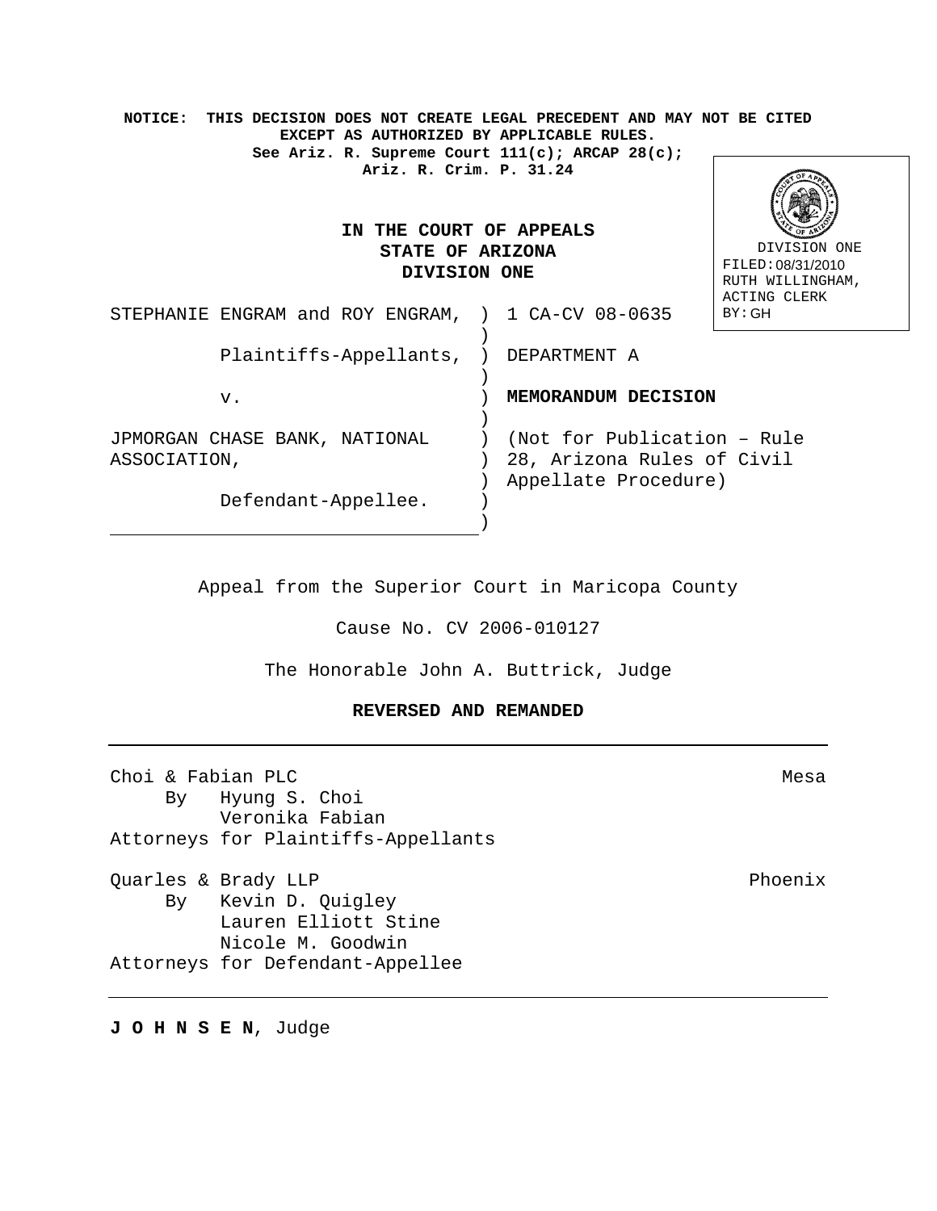**NOTICE: THIS DECISION DOES NOT CREATE LEGAL PRECEDENT AND MAY NOT BE CITED EXCEPT AS AUTHORIZED BY APPLICABLE RULES.**
**See Ariz. R. Supreme Court 111(c); ARCAP 28(c); Ariz. R. Crim. P. 31.24**

DIVISION ONE
FILED: 08/31/2010
RUTH WILLINGHAM, ACTING CLERK
BY: GH

# IN THE COURT OF APPEALS STATE OF ARIZONA DIVISION ONE

STEPHANIE ENGRAM and ROY ENGRAM,

Plaintiffs-Appellants,

v.

JPMORGAN CHASE BANK, NATIONAL ASSOCIATION,

Defendant-Appellee.

1 CA-CV 08-0635

DEPARTMENT A

**MEMORANDUM DECISION**

(Not for Publication – Rule 28, Arizona Rules of Civil Appellate Procedure)

Appeal from the Superior Court in Maricopa County

Cause No. CV 2006-010127

The Honorable John A. Buttrick, Judge

**REVERSED AND REMANDED**

---

Choi & Fabian PLC — Mesa
By Hyung S. Choi
Veronika Fabian
Attorneys for Plaintiffs-Appellants

Quarles & Brady LLP — Phoenix
By Kevin D. Quigley
Lauren Elliott Stine
Nicole M. Goodwin
Attorneys for Defendant-Appellee

---

**J O H N S E N**, Judge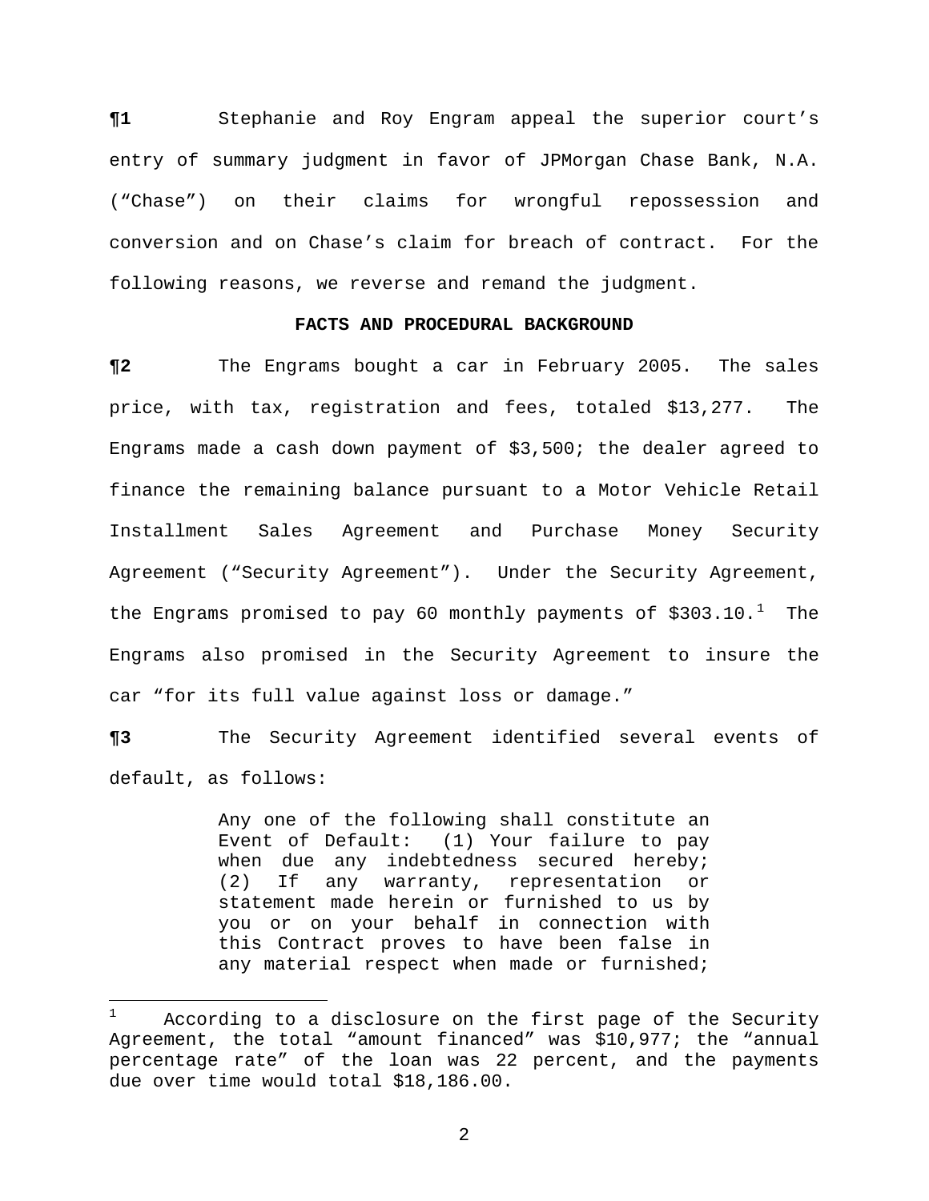**¶1** Stephanie and Roy Engram appeal the superior court's entry of summary judgment in favor of JPMorgan Chase Bank, N.A. ("Chase") on their claims for wrongful repossession and conversion and on Chase's claim for breach of contract. For the following reasons, we reverse and remand the judgment.

**FACTS AND PROCEDURAL BACKGROUND**

**¶2** The Engrams bought a car in February 2005. The sales price, with tax, registration and fees, totaled $13,277. The Engrams made a cash down payment of $3,500; the dealer agreed to finance the remaining balance pursuant to a Motor Vehicle Retail Installment Sales Agreement and Purchase Money Security Agreement ("Security Agreement"). Under the Security Agreement, the Engrams promised to pay 60 monthly payments of $303.10.[1] The Engrams also promised in the Security Agreement to insure the car "for its full value against loss or damage."

**¶3** The Security Agreement identified several events of default, as follows:

> Any one of the following shall constitute an Event of Default: (1) Your failure to pay when due any indebtedness secured hereby; (2) If any warranty, representation or statement made herein or furnished to us by you or on your behalf in connection with this Contract proves to have been false in any material respect when made or furnished;

[1] According to a disclosure on the first page of the Security Agreement, the total "amount financed" was $10,977; the "annual percentage rate" of the loan was 22 percent, and the payments due over time would total $18,186.00.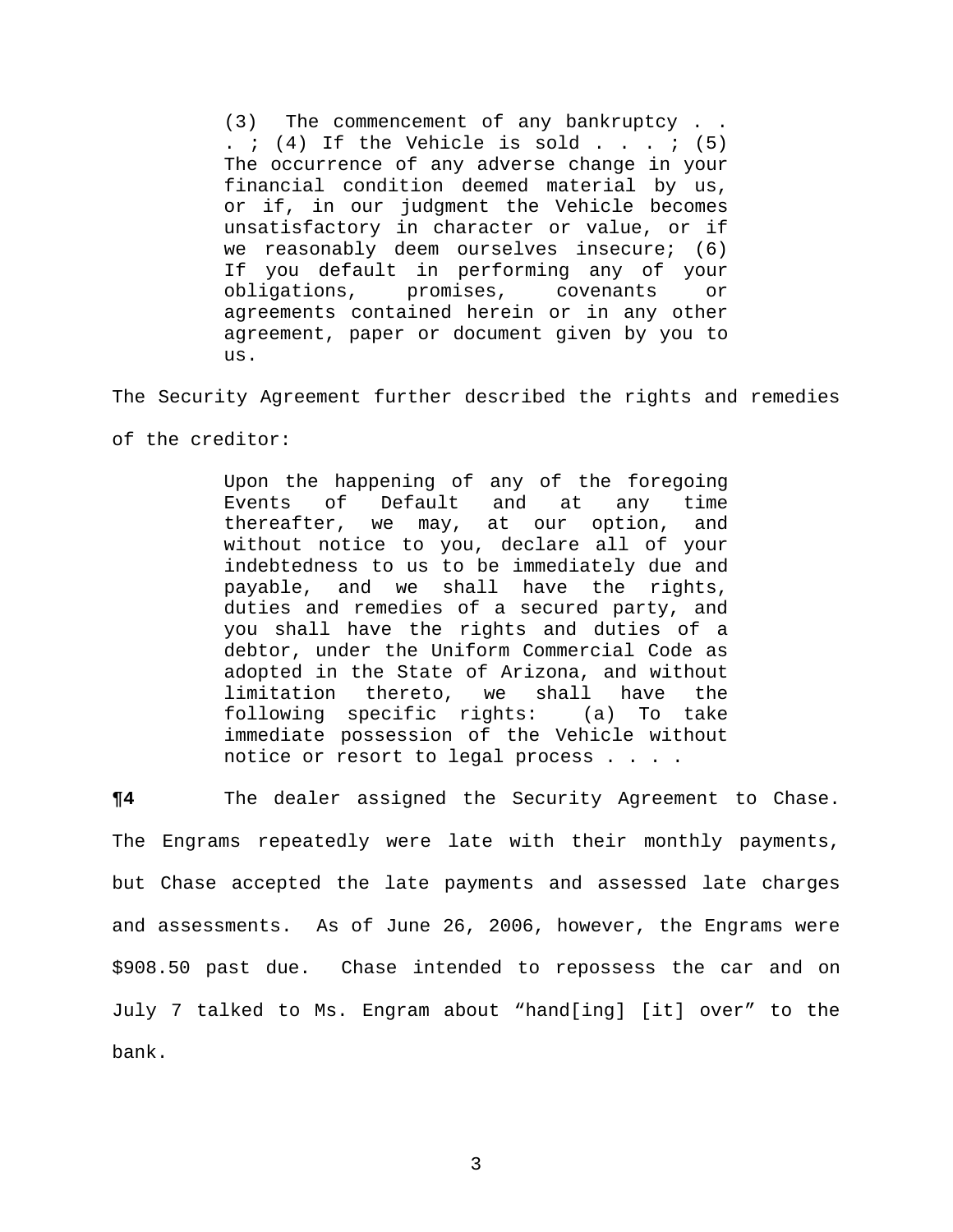> (3) The commencement of any bankruptcy . . . ; (4) If the Vehicle is sold . . . ; (5) The occurrence of any adverse change in your financial condition deemed material by us, or if, in our judgment the Vehicle becomes unsatisfactory in character or value, or if we reasonably deem ourselves insecure; (6) If you default in performing any of your obligations, promises, covenants or agreements contained herein or in any other agreement, paper or document given by you to us.

The Security Agreement further described the rights and remedies of the creditor:

> Upon the happening of any of the foregoing Events of Default and at any time thereafter, we may, at our option, and without notice to you, declare all of your indebtedness to us to be immediately due and payable, and we shall have the rights, duties and remedies of a secured party, and you shall have the rights and duties of a debtor, under the Uniform Commercial Code as adopted in the State of Arizona, and without limitation thereto, we shall have the following specific rights: (a) To take immediate possession of the Vehicle without notice or resort to legal process . . . .

**¶4** The dealer assigned the Security Agreement to Chase. The Engrams repeatedly were late with their monthly payments, but Chase accepted the late payments and assessed late charges and assessments. As of June 26, 2006, however, the Engrams were $908.50 past due. Chase intended to repossess the car and on July 7 talked to Ms. Engram about "hand[ing] [it] over" to the bank.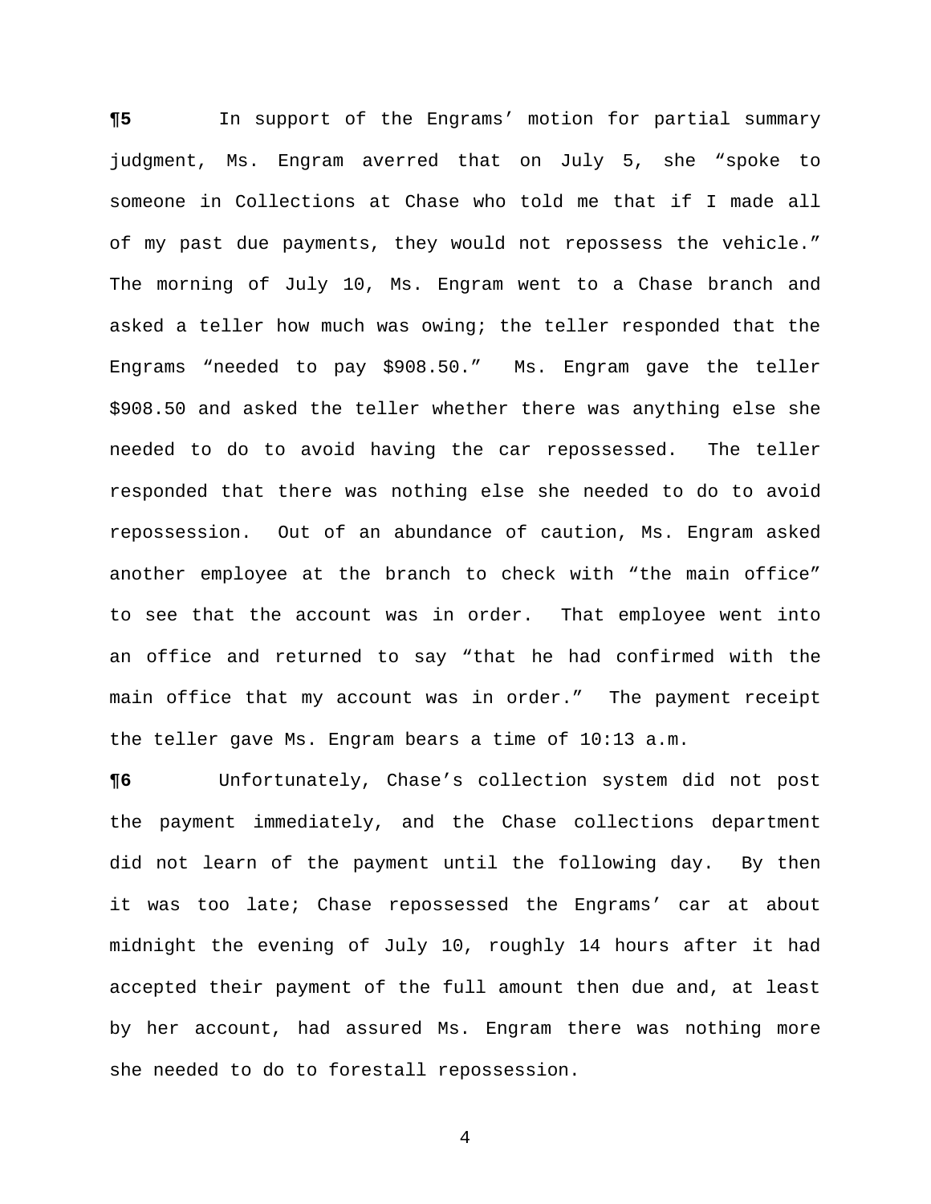**¶5** In support of the Engrams' motion for partial summary judgment, Ms. Engram averred that on July 5, she "spoke to someone in Collections at Chase who told me that if I made all of my past due payments, they would not repossess the vehicle." The morning of July 10, Ms. Engram went to a Chase branch and asked a teller how much was owing; the teller responded that the Engrams "needed to pay $908.50." Ms. Engram gave the teller $908.50 and asked the teller whether there was anything else she needed to do to avoid having the car repossessed. The teller responded that there was nothing else she needed to do to avoid repossession. Out of an abundance of caution, Ms. Engram asked another employee at the branch to check with "the main office" to see that the account was in order. That employee went into an office and returned to say "that he had confirmed with the main office that my account was in order." The payment receipt the teller gave Ms. Engram bears a time of 10:13 a.m.

**¶6** Unfortunately, Chase's collection system did not post the payment immediately, and the Chase collections department did not learn of the payment until the following day. By then it was too late; Chase repossessed the Engrams' car at about midnight the evening of July 10, roughly 14 hours after it had accepted their payment of the full amount then due and, at least by her account, had assured Ms. Engram there was nothing more she needed to do to forestall repossession.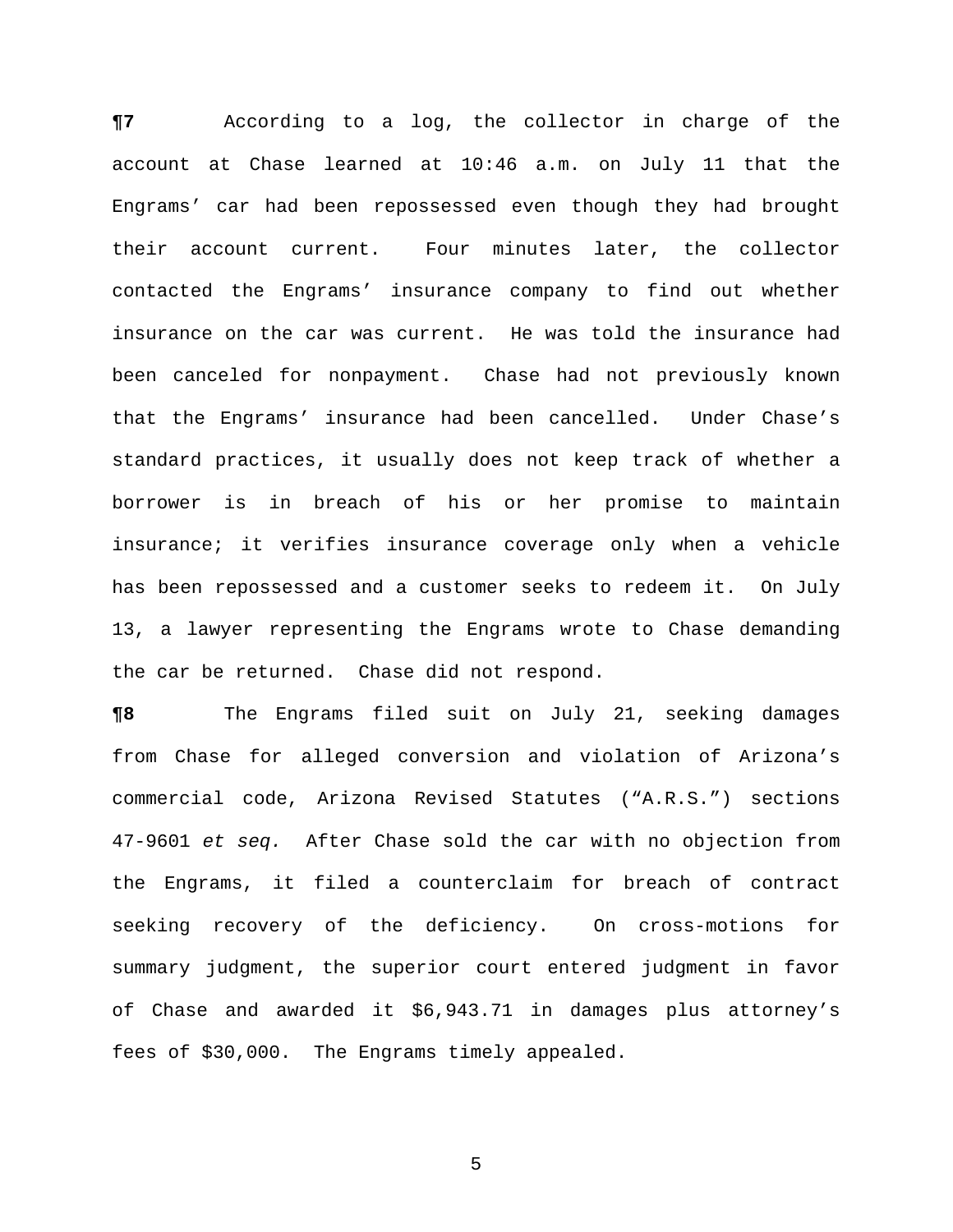**¶7** According to a log, the collector in charge of the account at Chase learned at 10:46 a.m. on July 11 that the Engrams' car had been repossessed even though they had brought their account current. Four minutes later, the collector contacted the Engrams' insurance company to find out whether insurance on the car was current. He was told the insurance had been canceled for nonpayment. Chase had not previously known that the Engrams' insurance had been cancelled. Under Chase's standard practices, it usually does not keep track of whether a borrower is in breach of his or her promise to maintain insurance; it verifies insurance coverage only when a vehicle has been repossessed and a customer seeks to redeem it. On July 13, a lawyer representing the Engrams wrote to Chase demanding the car be returned. Chase did not respond.

**¶8** The Engrams filed suit on July 21, seeking damages from Chase for alleged conversion and violation of Arizona's commercial code, Arizona Revised Statutes ("A.R.S.") sections 47-9601 *et seq.* After Chase sold the car with no objection from the Engrams, it filed a counterclaim for breach of contract seeking recovery of the deficiency. On cross-motions for summary judgment, the superior court entered judgment in favor of Chase and awarded it $6,943.71 in damages plus attorney's fees of $30,000. The Engrams timely appealed.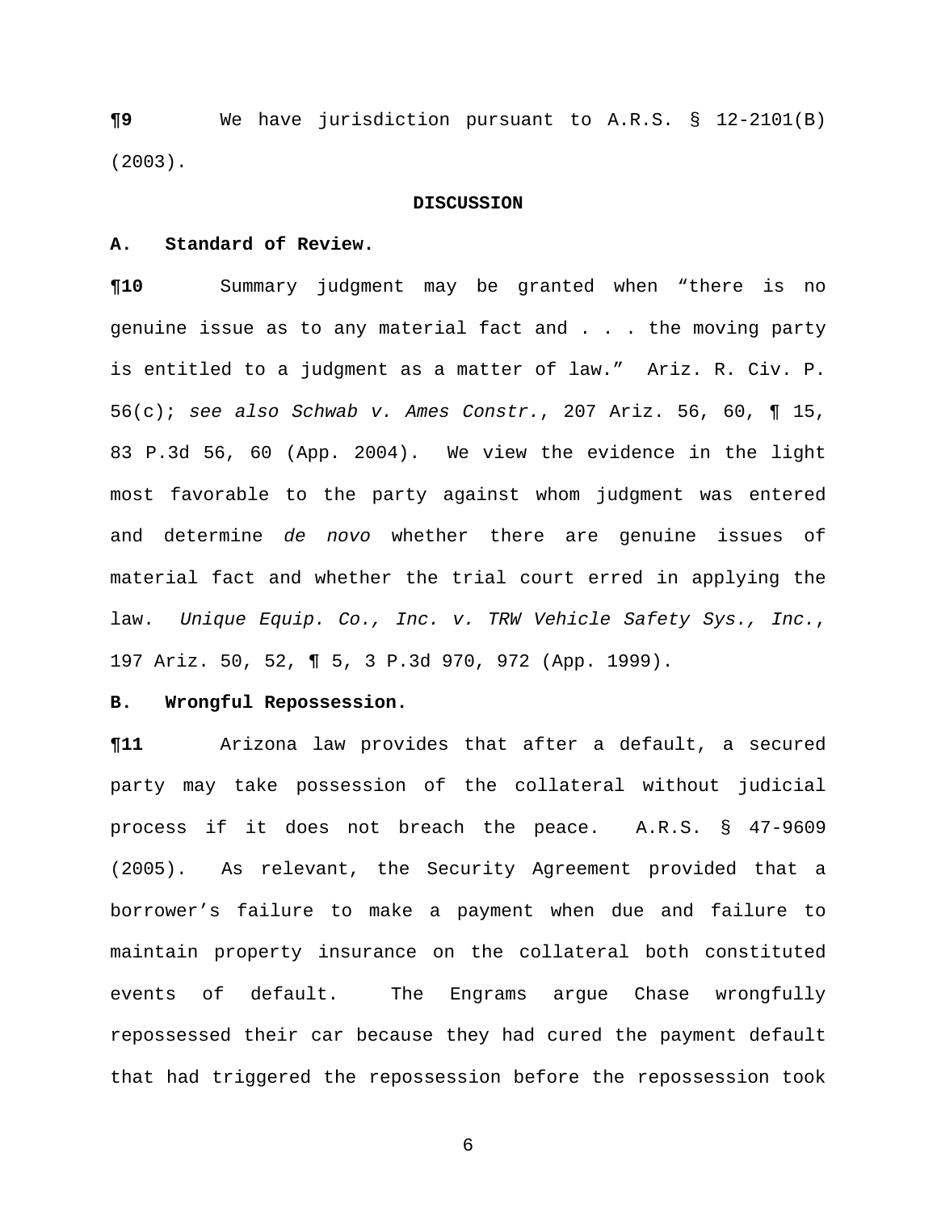**¶9** We have jurisdiction pursuant to A.R.S. § 12-2101(B) (2003).

## DISCUSSION

### A. Standard of Review.

**¶10** Summary judgment may be granted when "there is no genuine issue as to any material fact and . . . the moving party is entitled to a judgment as a matter of law." Ariz. R. Civ. P. 56(c); *see also Schwab v. Ames Constr.*, 207 Ariz. 56, 60, ¶ 15, 83 P.3d 56, 60 (App. 2004). We view the evidence in the light most favorable to the party against whom judgment was entered and determine *de novo* whether there are genuine issues of material fact and whether the trial court erred in applying the law. *Unique Equip. Co., Inc. v. TRW Vehicle Safety Sys., Inc.*, 197 Ariz. 50, 52, ¶ 5, 3 P.3d 970, 972 (App. 1999).

### B. Wrongful Repossession.

**¶11** Arizona law provides that after a default, a secured party may take possession of the collateral without judicial process if it does not breach the peace. A.R.S. § 47-9609 (2005). As relevant, the Security Agreement provided that a borrower's failure to make a payment when due and failure to maintain property insurance on the collateral both constituted events of default. The Engrams argue Chase wrongfully repossessed their car because they had cured the payment default that had triggered the repossession before the repossession took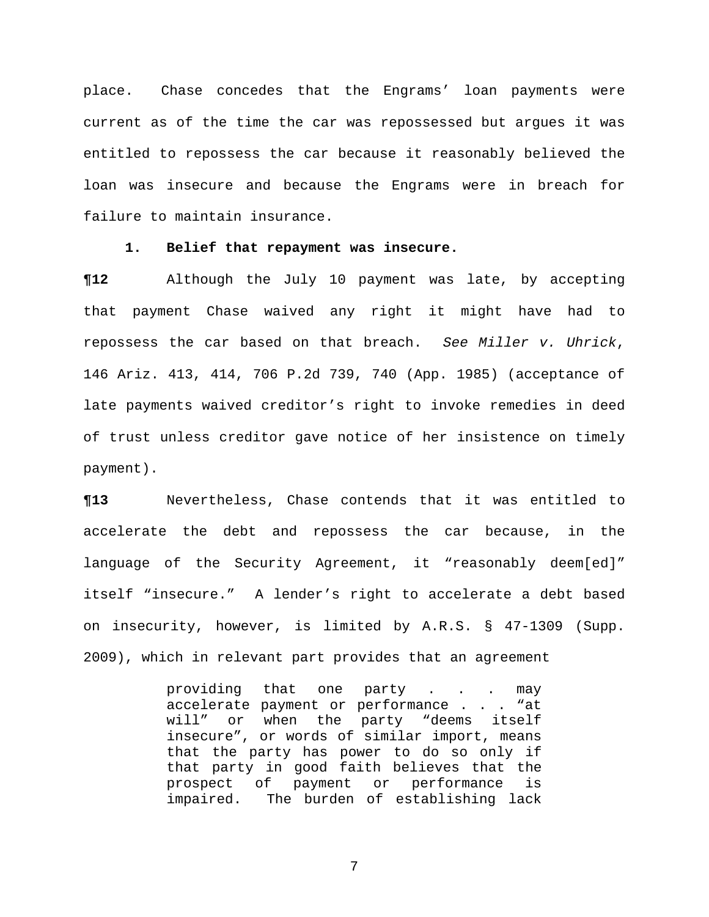place. Chase concedes that the Engrams' loan payments were current as of the time the car was repossessed but argues it was entitled to repossess the car because it reasonably believed the loan was insecure and because the Engrams were in breach for failure to maintain insurance.

**1. Belief that repayment was insecure.**

**¶12** Although the July 10 payment was late, by accepting that payment Chase waived any right it might have had to repossess the car based on that breach. *See Miller v. Uhrick*, 146 Ariz. 413, 414, 706 P.2d 739, 740 (App. 1985) (acceptance of late payments waived creditor's right to invoke remedies in deed of trust unless creditor gave notice of her insistence on timely payment).

**¶13** Nevertheless, Chase contends that it was entitled to accelerate the debt and repossess the car because, in the language of the Security Agreement, it "reasonably deem[ed]" itself "insecure." A lender's right to accelerate a debt based on insecurity, however, is limited by A.R.S. § 47-1309 (Supp. 2009), which in relevant part provides that an agreement

> providing that one party . . . may accelerate payment or performance . . . "at will" or when the party "deems itself insecure", or words of similar import, means that the party has power to do so only if that party in good faith believes that the prospect of payment or performance is impaired. The burden of establishing lack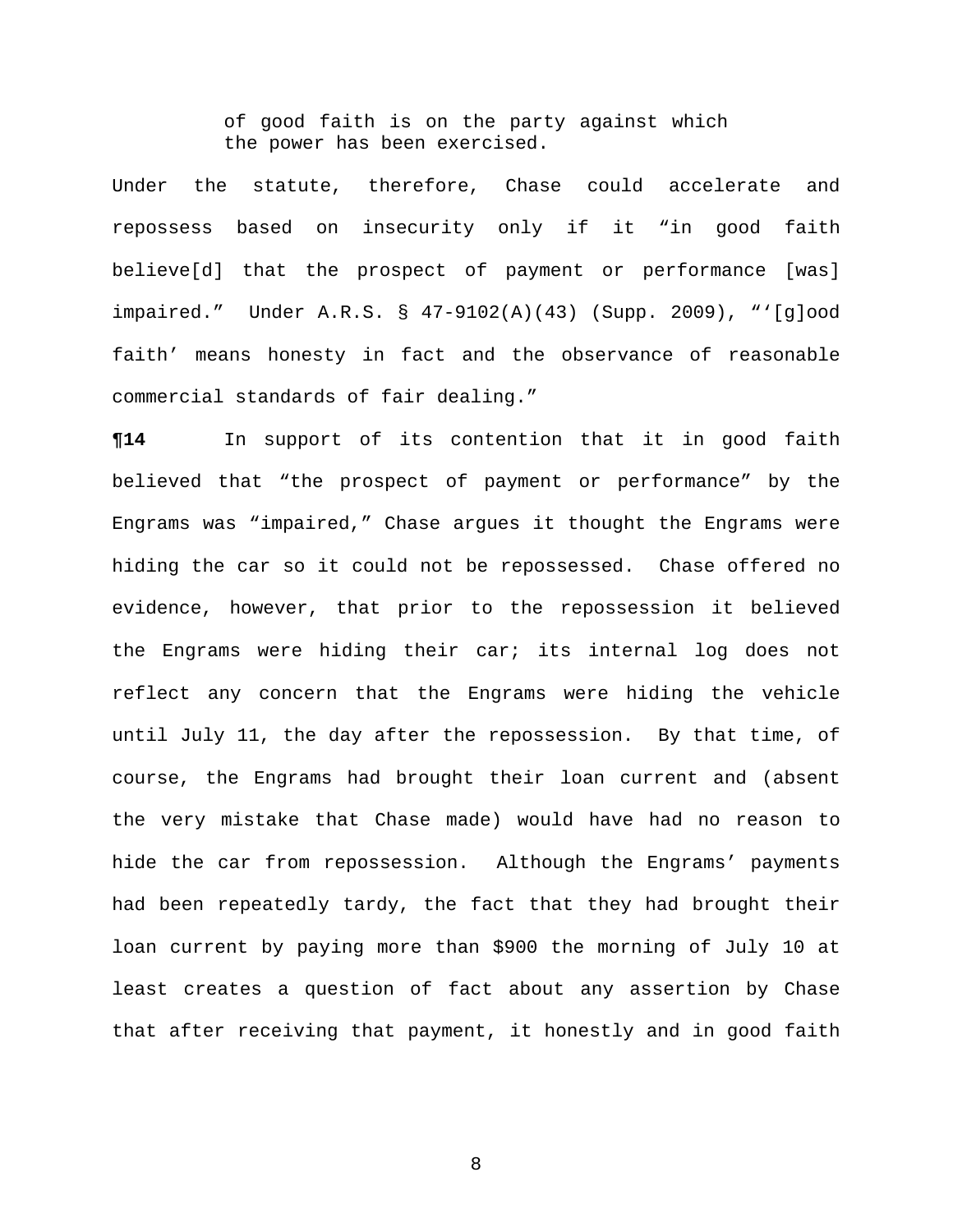> of good faith is on the party against which the power has been exercised.

Under the statute, therefore, Chase could accelerate and repossess based on insecurity only if it "in good faith believe[d] that the prospect of payment or performance [was] impaired." Under A.R.S. § 47-9102(A)(43) (Supp. 2009), "'[g]ood faith' means honesty in fact and the observance of reasonable commercial standards of fair dealing."

**¶14** In support of its contention that it in good faith believed that "the prospect of payment or performance" by the Engrams was "impaired," Chase argues it thought the Engrams were hiding the car so it could not be repossessed. Chase offered no evidence, however, that prior to the repossession it believed the Engrams were hiding their car; its internal log does not reflect any concern that the Engrams were hiding the vehicle until July 11, the day after the repossession. By that time, of course, the Engrams had brought their loan current and (absent the very mistake that Chase made) would have had no reason to hide the car from repossession. Although the Engrams' payments had been repeatedly tardy, the fact that they had brought their loan current by paying more than $900 the morning of July 10 at least creates a question of fact about any assertion by Chase that after receiving that payment, it honestly and in good faith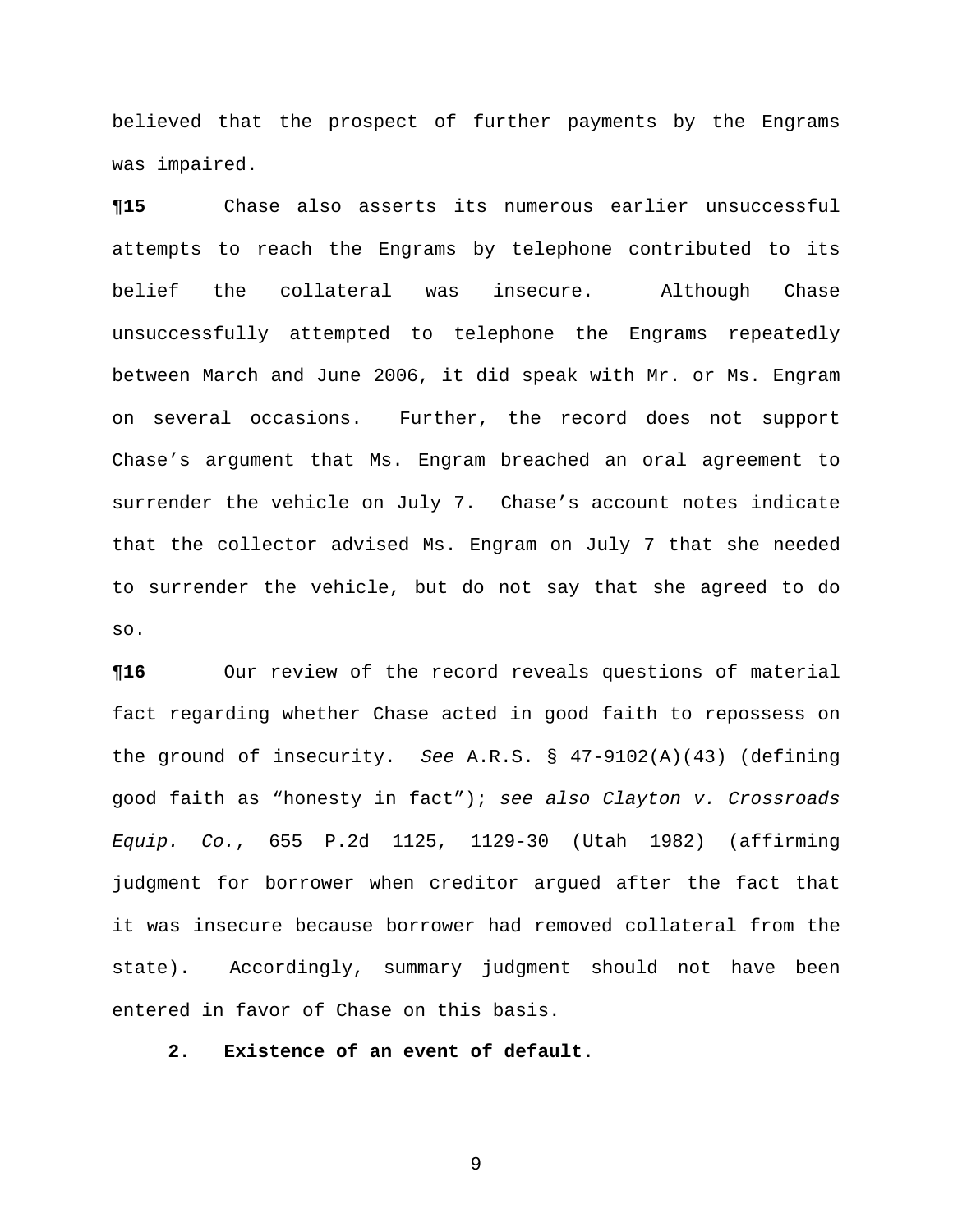believed that the prospect of further payments by the Engrams was impaired.

**¶15** Chase also asserts its numerous earlier unsuccessful attempts to reach the Engrams by telephone contributed to its belief the collateral was insecure. Although Chase unsuccessfully attempted to telephone the Engrams repeatedly between March and June 2006, it did speak with Mr. or Ms. Engram on several occasions. Further, the record does not support Chase's argument that Ms. Engram breached an oral agreement to surrender the vehicle on July 7. Chase's account notes indicate that the collector advised Ms. Engram on July 7 that she needed to surrender the vehicle, but do not say that she agreed to do so.

**¶16** Our review of the record reveals questions of material fact regarding whether Chase acted in good faith to repossess on the ground of insecurity. *See* A.R.S. § 47-9102(A)(43) (defining good faith as "honesty in fact"); *see also Clayton v. Crossroads Equip. Co.*, 655 P.2d 1125, 1129-30 (Utah 1982) (affirming judgment for borrower when creditor argued after the fact that it was insecure because borrower had removed collateral from the state). Accordingly, summary judgment should not have been entered in favor of Chase on this basis.

**2. Existence of an event of default.**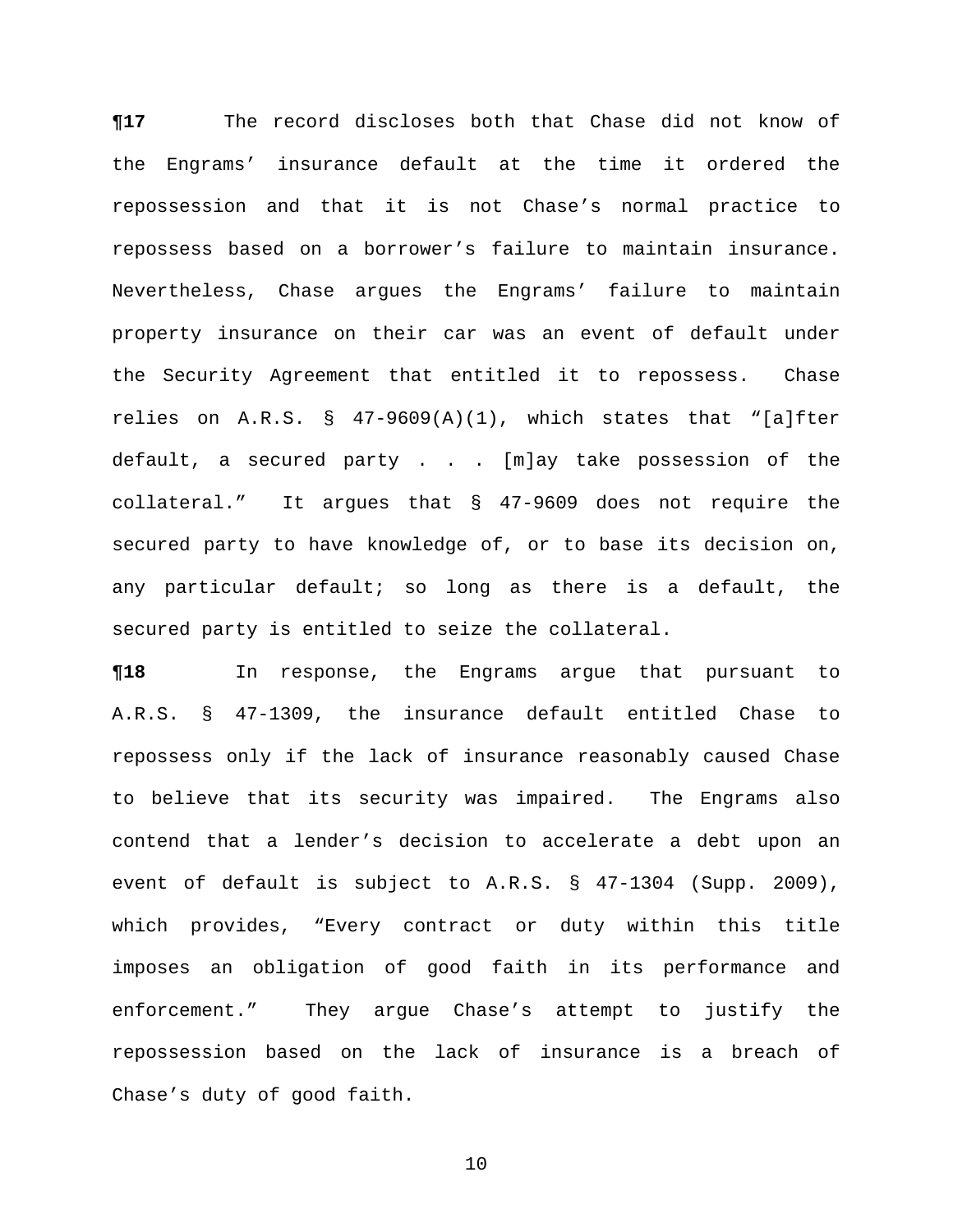**¶17** The record discloses both that Chase did not know of the Engrams' insurance default at the time it ordered the repossession and that it is not Chase's normal practice to repossess based on a borrower's failure to maintain insurance. Nevertheless, Chase argues the Engrams' failure to maintain property insurance on their car was an event of default under the Security Agreement that entitled it to repossess. Chase relies on A.R.S. § 47-9609(A)(1), which states that "[a]fter default, a secured party . . . [m]ay take possession of the collateral." It argues that § 47-9609 does not require the secured party to have knowledge of, or to base its decision on, any particular default; so long as there is a default, the secured party is entitled to seize the collateral.

**¶18** In response, the Engrams argue that pursuant to A.R.S. § 47-1309, the insurance default entitled Chase to repossess only if the lack of insurance reasonably caused Chase to believe that its security was impaired. The Engrams also contend that a lender's decision to accelerate a debt upon an event of default is subject to A.R.S. § 47-1304 (Supp. 2009), which provides, "Every contract or duty within this title imposes an obligation of good faith in its performance and enforcement." They argue Chase's attempt to justify the repossession based on the lack of insurance is a breach of Chase's duty of good faith.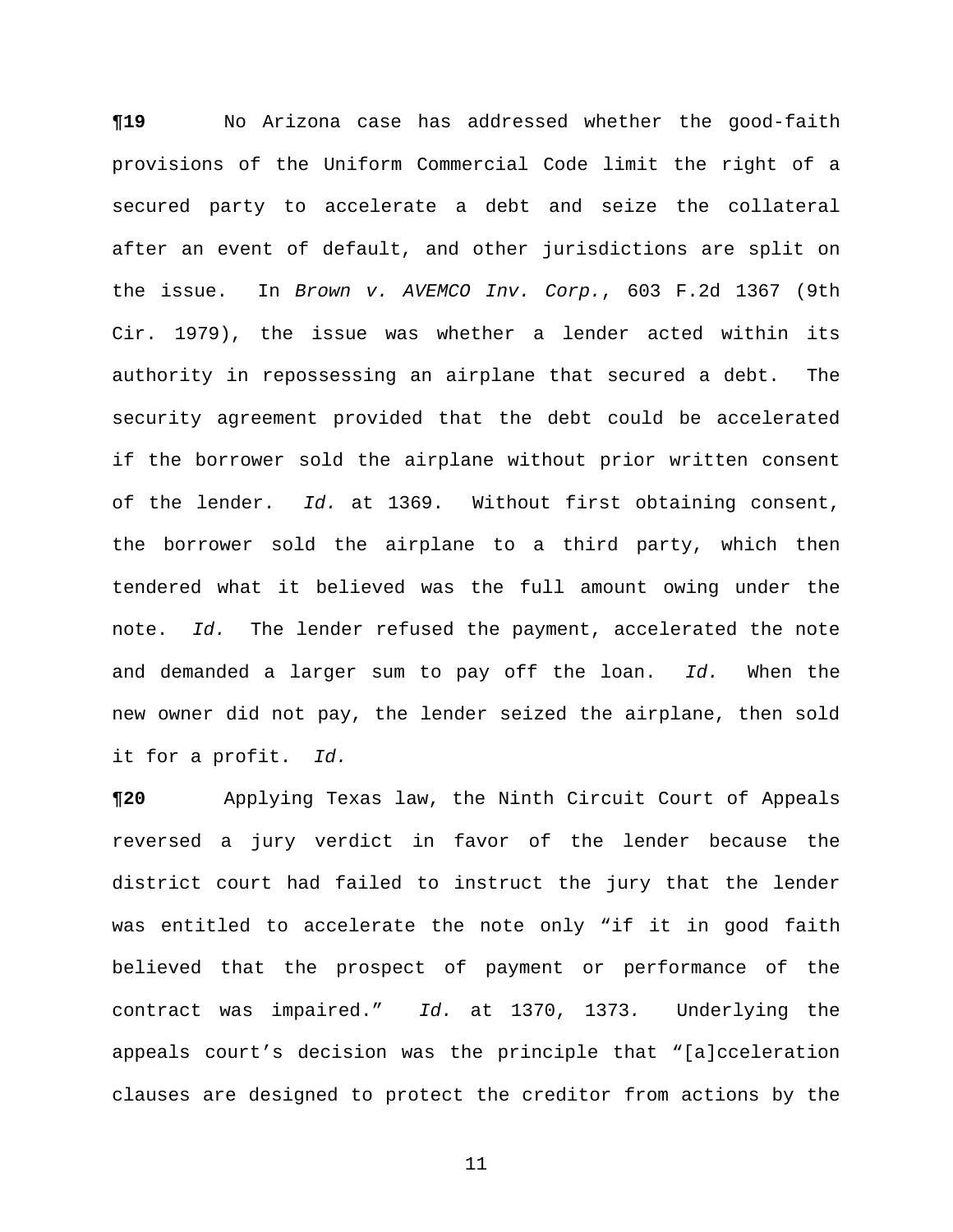**¶19** No Arizona case has addressed whether the good-faith provisions of the Uniform Commercial Code limit the right of a secured party to accelerate a debt and seize the collateral after an event of default, and other jurisdictions are split on the issue. In *Brown v. AVEMCO Inv. Corp.*, 603 F.2d 1367 (9th Cir. 1979), the issue was whether a lender acted within its authority in repossessing an airplane that secured a debt. The security agreement provided that the debt could be accelerated if the borrower sold the airplane without prior written consent of the lender. *Id.* at 1369. Without first obtaining consent, the borrower sold the airplane to a third party, which then tendered what it believed was the full amount owing under the note. *Id.* The lender refused the payment, accelerated the note and demanded a larger sum to pay off the loan. *Id.* When the new owner did not pay, the lender seized the airplane, then sold it for a profit. *Id.*

**¶20** Applying Texas law, the Ninth Circuit Court of Appeals reversed a jury verdict in favor of the lender because the district court had failed to instruct the jury that the lender was entitled to accelerate the note only "if it in good faith believed that the prospect of payment or performance of the contract was impaired." *Id.* at 1370, 1373. Underlying the appeals court's decision was the principle that "[a]cceleration clauses are designed to protect the creditor from actions by the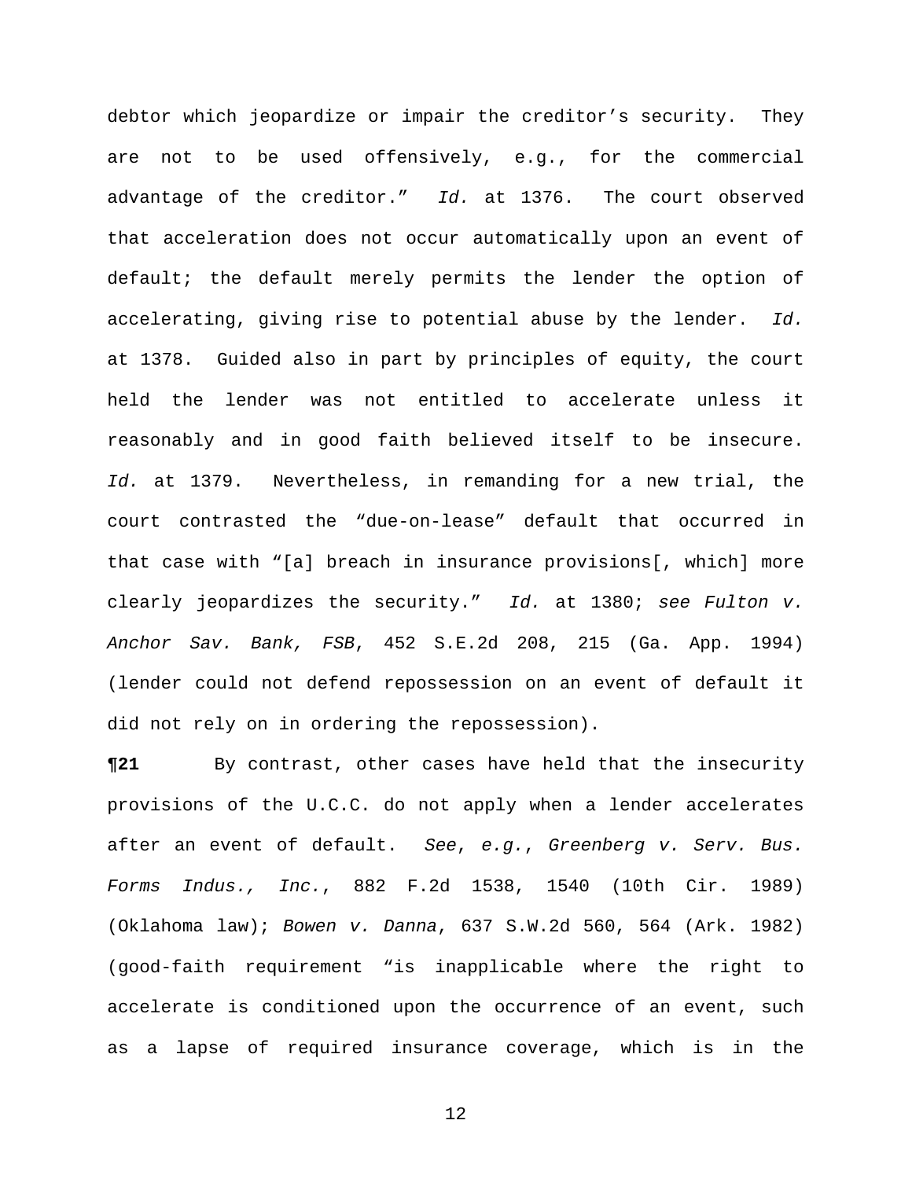debtor which jeopardize or impair the creditor's security. They are not to be used offensively, e.g., for the commercial advantage of the creditor." *Id.* at 1376. The court observed that acceleration does not occur automatically upon an event of default; the default merely permits the lender the option of accelerating, giving rise to potential abuse by the lender. *Id.* at 1378. Guided also in part by principles of equity, the court held the lender was not entitled to accelerate unless it reasonably and in good faith believed itself to be insecure. *Id.* at 1379. Nevertheless, in remanding for a new trial, the court contrasted the "due-on-lease" default that occurred in that case with "[a] breach in insurance provisions[, which] more clearly jeopardizes the security." *Id.* at 1380; *see Fulton v. Anchor Sav. Bank, FSB*, 452 S.E.2d 208, 215 (Ga. App. 1994) (lender could not defend repossession on an event of default it did not rely on in ordering the repossession).

**¶21** By contrast, other cases have held that the insecurity provisions of the U.C.C. do not apply when a lender accelerates after an event of default. *See*, *e.g.*, *Greenberg v. Serv. Bus. Forms Indus., Inc.*, 882 F.2d 1538, 1540 (10th Cir. 1989) (Oklahoma law); *Bowen v. Danna*, 637 S.W.2d 560, 564 (Ark. 1982) (good-faith requirement "is inapplicable where the right to accelerate is conditioned upon the occurrence of an event, such as a lapse of required insurance coverage, which is in the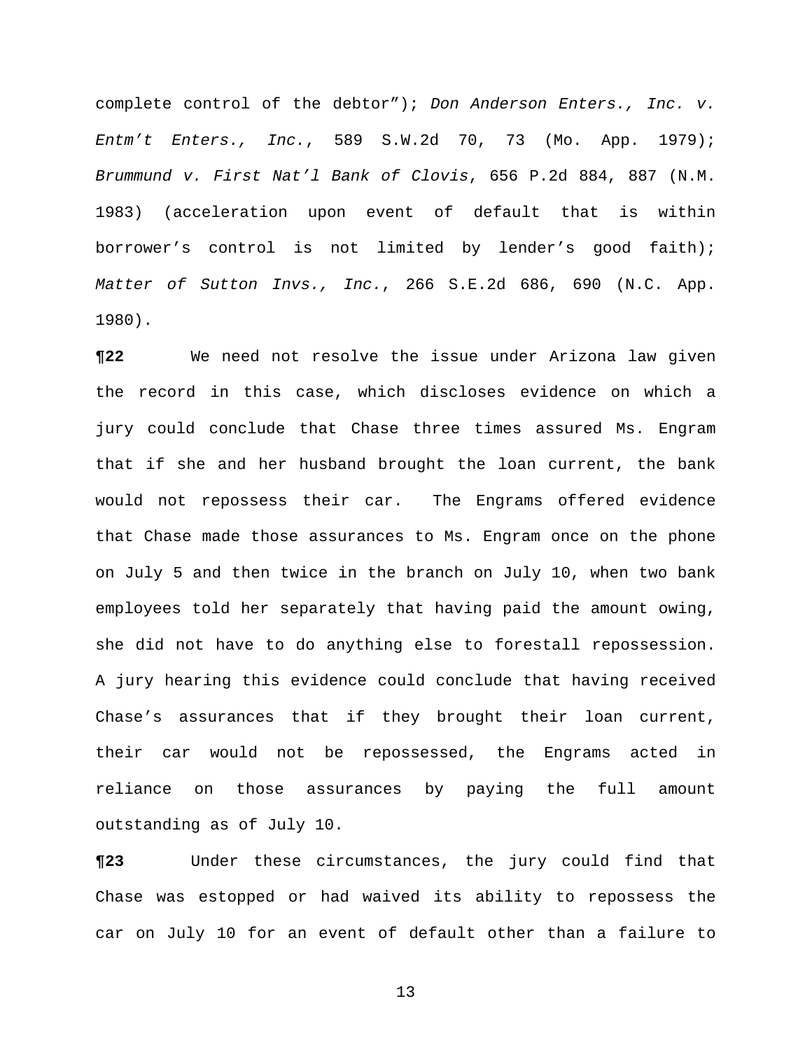complete control of the debtor"); *Don Anderson Enters., Inc. v. Entm't Enters., Inc.*, 589 S.W.2d 70, 73 (Mo. App. 1979); *Brummund v. First Nat'l Bank of Clovis*, 656 P.2d 884, 887 (N.M. 1983) (acceleration upon event of default that is within borrower's control is not limited by lender's good faith); *Matter of Sutton Invs., Inc.*, 266 S.E.2d 686, 690 (N.C. App. 1980).

**¶22** We need not resolve the issue under Arizona law given the record in this case, which discloses evidence on which a jury could conclude that Chase three times assured Ms. Engram that if she and her husband brought the loan current, the bank would not repossess their car. The Engrams offered evidence that Chase made those assurances to Ms. Engram once on the phone on July 5 and then twice in the branch on July 10, when two bank employees told her separately that having paid the amount owing, she did not have to do anything else to forestall repossession. A jury hearing this evidence could conclude that having received Chase's assurances that if they brought their loan current, their car would not be repossessed, the Engrams acted in reliance on those assurances by paying the full amount outstanding as of July 10.

**¶23** Under these circumstances, the jury could find that Chase was estopped or had waived its ability to repossess the car on July 10 for an event of default other than a failure to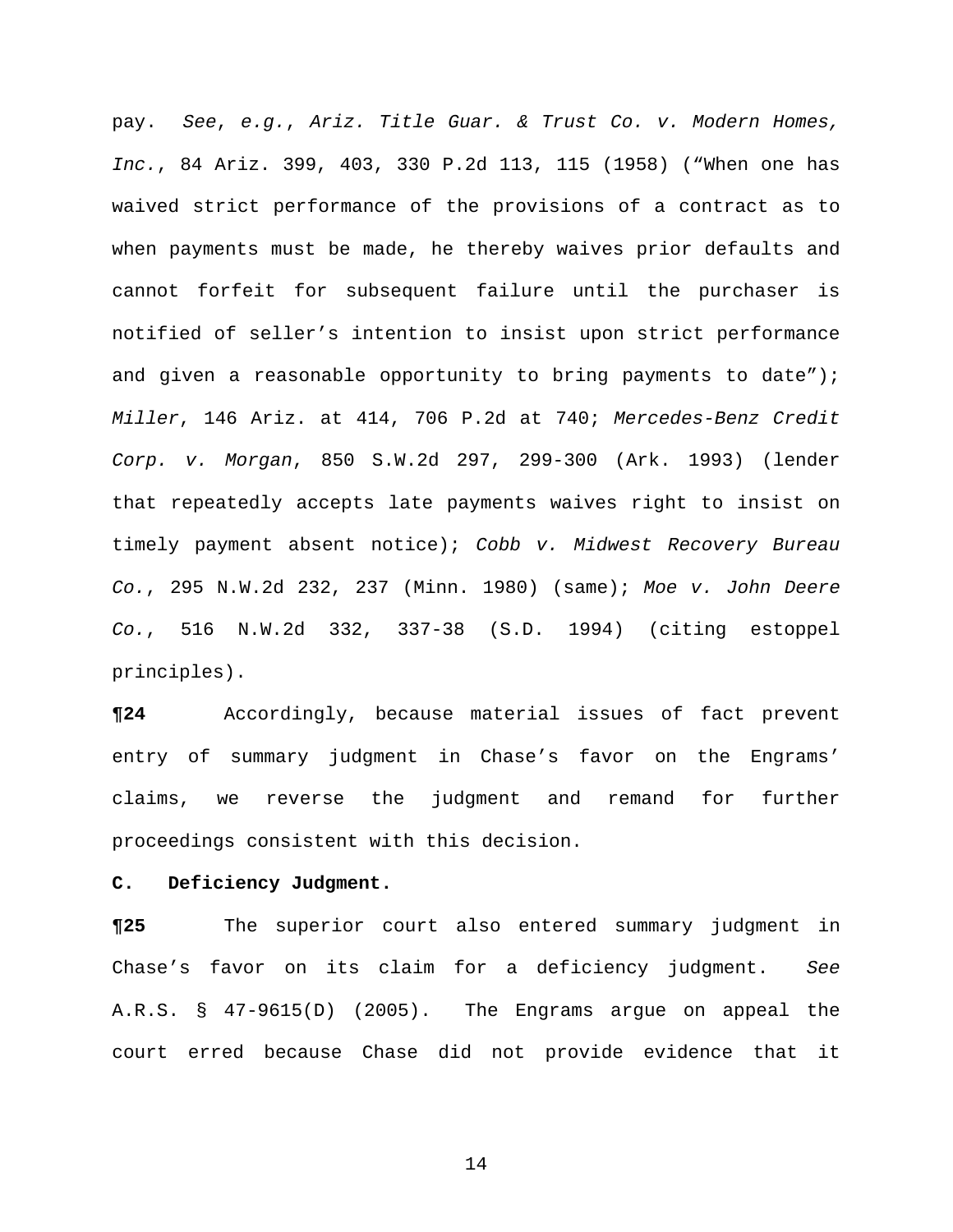pay. *See*, *e.g.*, *Ariz. Title Guar. & Trust Co. v. Modern Homes, Inc.*, 84 Ariz. 399, 403, 330 P.2d 113, 115 (1958) ("When one has waived strict performance of the provisions of a contract as to when payments must be made, he thereby waives prior defaults and cannot forfeit for subsequent failure until the purchaser is notified of seller's intention to insist upon strict performance and given a reasonable opportunity to bring payments to date"); *Miller*, 146 Ariz. at 414, 706 P.2d at 740; *Mercedes-Benz Credit Corp. v. Morgan*, 850 S.W.2d 297, 299-300 (Ark. 1993) (lender that repeatedly accepts late payments waives right to insist on timely payment absent notice); *Cobb v. Midwest Recovery Bureau Co.*, 295 N.W.2d 232, 237 (Minn. 1980) (same); *Moe v. John Deere Co.*, 516 N.W.2d 332, 337-38 (S.D. 1994) (citing estoppel principles).

**¶24** Accordingly, because material issues of fact prevent entry of summary judgment in Chase's favor on the Engrams' claims, we reverse the judgment and remand for further proceedings consistent with this decision.

**C. Deficiency Judgment.**

**¶25** The superior court also entered summary judgment in Chase's favor on its claim for a deficiency judgment. *See* A.R.S. § 47-9615(D) (2005). The Engrams argue on appeal the court erred because Chase did not provide evidence that it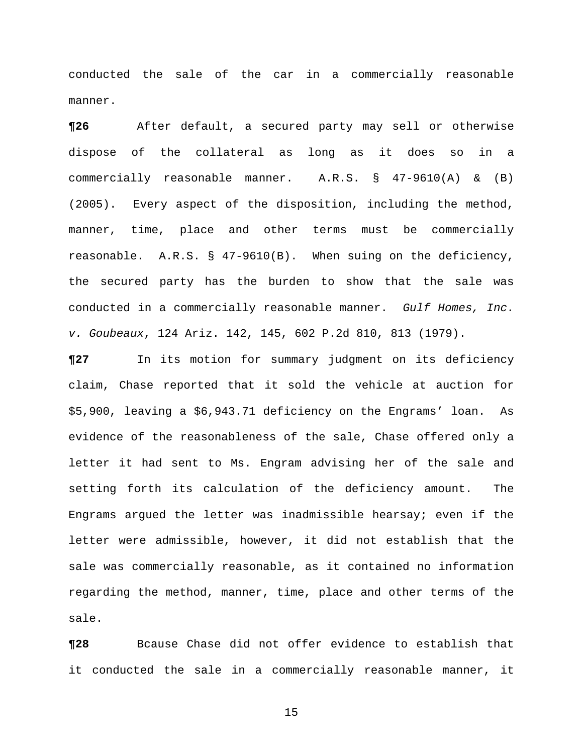conducted the sale of the car in a commercially reasonable manner.

**¶26** After default, a secured party may sell or otherwise dispose of the collateral as long as it does so in a commercially reasonable manner. A.R.S. § 47-9610(A) & (B) (2005). Every aspect of the disposition, including the method, manner, time, place and other terms must be commercially reasonable. A.R.S. § 47-9610(B). When suing on the deficiency, the secured party has the burden to show that the sale was conducted in a commercially reasonable manner. *Gulf Homes, Inc. v. Goubeaux*, 124 Ariz. 142, 145, 602 P.2d 810, 813 (1979).

**¶27** In its motion for summary judgment on its deficiency claim, Chase reported that it sold the vehicle at auction for $5,900, leaving a $6,943.71 deficiency on the Engrams' loan. As evidence of the reasonableness of the sale, Chase offered only a letter it had sent to Ms. Engram advising her of the sale and setting forth its calculation of the deficiency amount. The Engrams argued the letter was inadmissible hearsay; even if the letter were admissible, however, it did not establish that the sale was commercially reasonable, as it contained no information regarding the method, manner, time, place and other terms of the sale.

**¶28** Bcause Chase did not offer evidence to establish that it conducted the sale in a commercially reasonable manner, it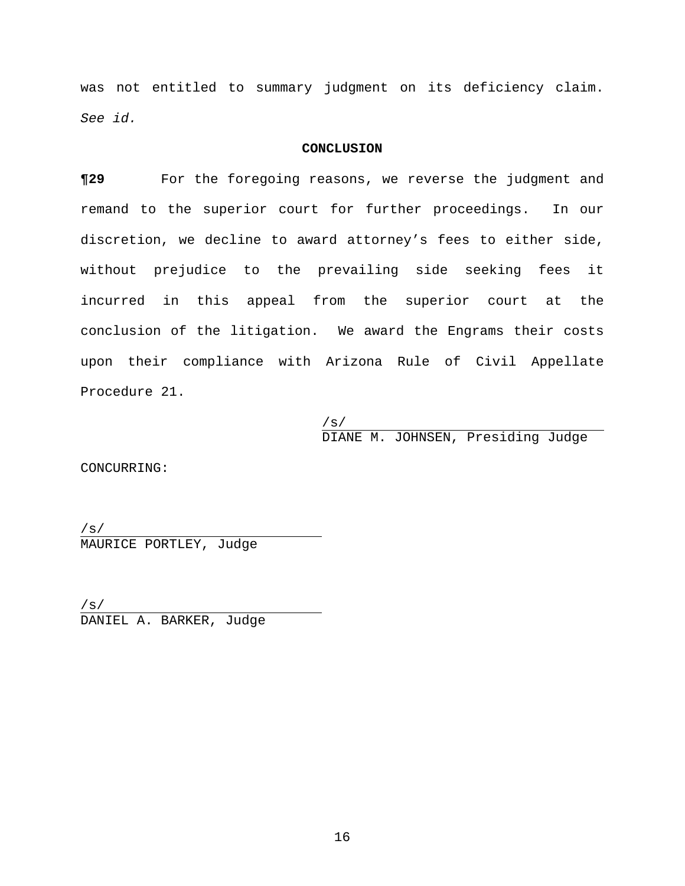was not entitled to summary judgment on its deficiency claim. *See id.*

**CONCLUSION**

**¶29** For the foregoing reasons, we reverse the judgment and remand to the superior court for further proceedings. In our discretion, we decline to award attorney's fees to either side, without prejudice to the prevailing side seeking fees it incurred in this appeal from the superior court at the conclusion of the litigation. We award the Engrams their costs upon their compliance with Arizona Rule of Civil Appellate Procedure 21.

/s/
DIANE M. JOHNSEN, Presiding Judge

CONCURRING:

/s/
MAURICE PORTLEY, Judge

/s/
DANIEL A. BARKER, Judge